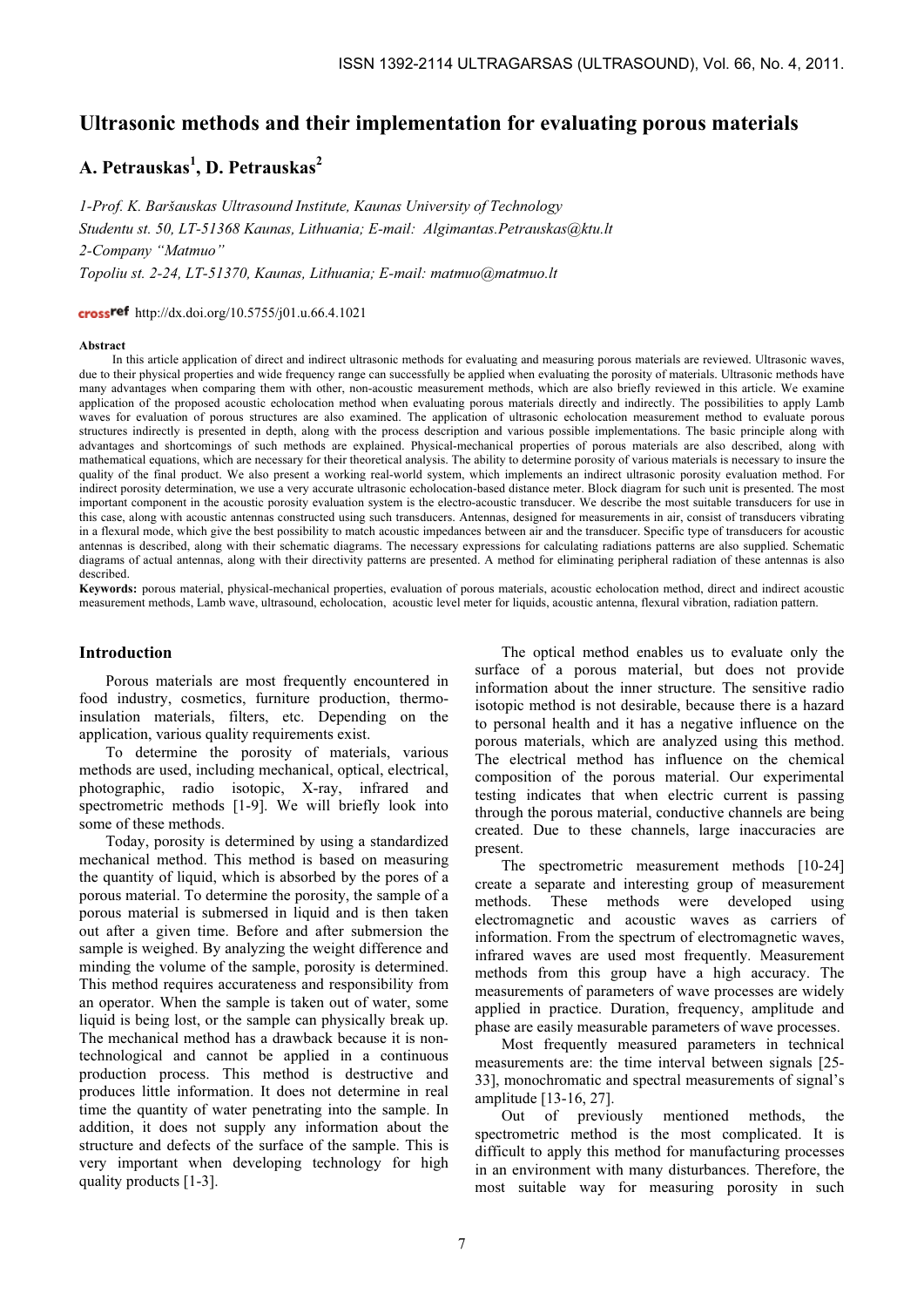# Ultrasonic methods and their implementation for evaluating porous materials

## A. Petrauskas[1], D. Petrauskas[2]

*1-Prof. K. Baršauskas Ultrasound Institute, Kaunas University of Technology*
*Studentu st. 50, LT-51368 Kaunas, Lithuania; E-mail: Algimantas.Petrauskas@ktu.lt*
*2-Company "Matmuo"*
*Topoliu st. 2-24, LT-51370, Kaunas, Lithuania; E-mail: matmuo@matmuo.lt*

crossref http://dx.doi.org/10.5755/j01.u.66.4.1021

**Abstract**

In this article application of direct and indirect ultrasonic methods for evaluating and measuring porous materials are reviewed. Ultrasonic waves, due to their physical properties and wide frequency range can successfully be applied when evaluating the porosity of materials. Ultrasonic methods have many advantages when comparing them with other, non-acoustic measurement methods, which are also briefly reviewed in this article. We examine application of the proposed acoustic echolocation method when evaluating porous materials directly and indirectly. The possibilities to apply Lamb waves for evaluation of porous structures are also examined. The application of ultrasonic echolocation measurement method to evaluate porous structures indirectly is presented in depth, along with the process description and various possible implementations. The basic principle along with advantages and shortcomings of such methods are explained. Physical-mechanical properties of porous materials are also described, along with mathematical equations, which are necessary for their theoretical analysis. The ability to determine porosity of various materials is necessary to insure the quality of the final product. We also present a working real-world system, which implements an indirect ultrasonic porosity evaluation method. For indirect porosity determination, we use a very accurate ultrasonic echolocation-based distance meter. Block diagram for such unit is presented. The most important component in the acoustic porosity evaluation system is the electro-acoustic transducer. We describe the most suitable transducers for use in this case, along with acoustic antennas constructed using such transducers. Antennas, designed for measurements in air, consist of transducers vibrating in a flexural mode, which give the best possibility to match acoustic impedances between air and the transducer. Specific type of transducers for acoustic antennas is described, along with their schematic diagrams. The necessary expressions for calculating radiations patterns are also supplied. Schematic diagrams of actual antennas, along with their directivity patterns are presented. A method for eliminating peripheral radiation of these antennas is also described.

**Keywords:** porous material, physical-mechanical properties, evaluation of porous materials, acoustic echolocation method, direct and indirect acoustic measurement methods, Lamb wave, ultrasound, echolocation, acoustic level meter for liquids, acoustic antenna, flexural vibration, radiation pattern.

### Introduction

Porous materials are most frequently encountered in food industry, cosmetics, furniture production, thermo-insulation materials, filters, etc. Depending on the application, various quality requirements exist.

To determine the porosity of materials, various methods are used, including mechanical, optical, electrical, photographic, radio isotopic, X-ray, infrared and spectrometric methods [1-9]. We will briefly look into some of these methods.

Today, porosity is determined by using a standardized mechanical method. This method is based on measuring the quantity of liquid, which is absorbed by the pores of a porous material. To determine the porosity, the sample of a porous material is submersed in liquid and is then taken out after a given time. Before and after submersion the sample is weighed. By analyzing the weight difference and minding the volume of the sample, porosity is determined. This method requires accurateness and responsibility from an operator. When the sample is taken out of water, some liquid is being lost, or the sample can physically break up. The mechanical method has a drawback because it is non-technological and cannot be applied in a continuous production process. This method is destructive and produces little information. It does not determine in real time the quantity of water penetrating into the sample. In addition, it does not supply any information about the structure and defects of the surface of the sample. This is very important when developing technology for high quality products [1-3].

The optical method enables us to evaluate only the surface of a porous material, but does not provide information about the inner structure. The sensitive radio isotopic method is not desirable, because there is a hazard to personal health and it has a negative influence on the porous materials, which are analyzed using this method. The electrical method has influence on the chemical composition of the porous material. Our experimental testing indicates that when electric current is passing through the porous material, conductive channels are being created. Due to these channels, large inaccuracies are present.

The spectrometric measurement methods [10-24] create a separate and interesting group of measurement methods. These methods were developed using electromagnetic and acoustic waves as carriers of information. From the spectrum of electromagnetic waves, infrared waves are used most frequently. Measurement methods from this group have a high accuracy. The measurements of parameters of wave processes are widely applied in practice. Duration, frequency, amplitude and phase are easily measurable parameters of wave processes.

Most frequently measured parameters in technical measurements are: the time interval between signals [25-33], monochromatic and spectral measurements of signal's amplitude [13-16, 27].

Out of previously mentioned methods, the spectrometric method is the most complicated. It is difficult to apply this method for manufacturing processes in an environment with many disturbances. Therefore, the most suitable way for measuring porosity in such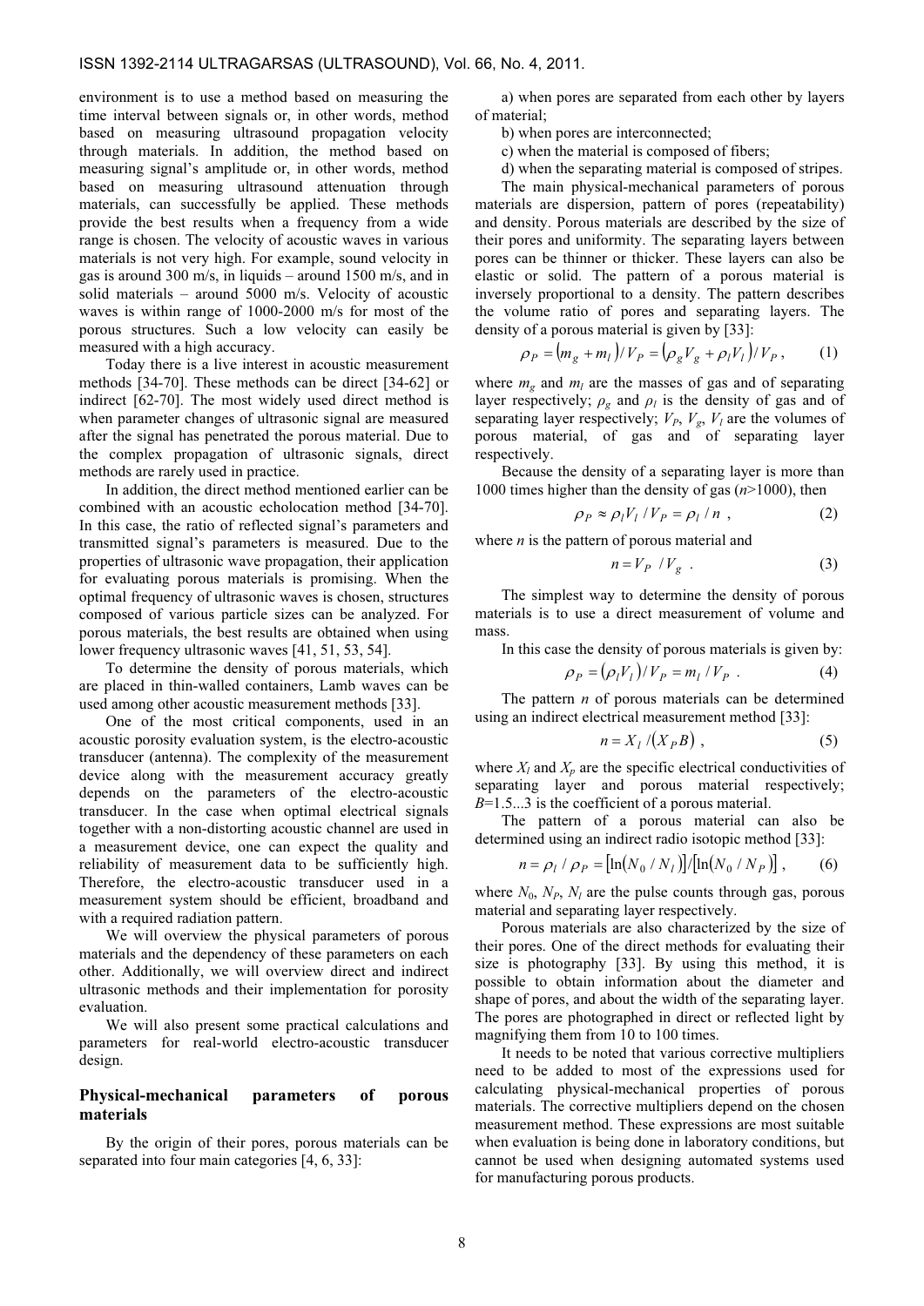environment is to use a method based on measuring the time interval between signals or, in other words, method based on measuring ultrasound propagation velocity through materials. In addition, the method based on measuring signal's amplitude or, in other words, method based on measuring ultrasound attenuation through materials, can successfully be applied. These methods provide the best results when a frequency from a wide range is chosen. The velocity of acoustic waves in various materials is not very high. For example, sound velocity in gas is around 300 m/s, in liquids – around 1500 m/s, and in solid materials – around 5000 m/s. Velocity of acoustic waves is within range of 1000-2000 m/s for most of the porous structures. Such a low velocity can easily be measured with a high accuracy.

Today there is a live interest in acoustic measurement methods [34-70]. These methods can be direct [34-62] or indirect [62-70]. The most widely used direct method is when parameter changes of ultrasonic signal are measured after the signal has penetrated the porous material. Due to the complex propagation of ultrasonic signals, direct methods are rarely used in practice.

In addition, the direct method mentioned earlier can be combined with an acoustic echolocation method [34-70]. In this case, the ratio of reflected signal's parameters and transmitted signal's parameters is measured. Due to the properties of ultrasonic wave propagation, their application for evaluating porous materials is promising. When the optimal frequency of ultrasonic waves is chosen, structures composed of various particle sizes can be analyzed. For porous materials, the best results are obtained when using lower frequency ultrasonic waves [41, 51, 53, 54].

To determine the density of porous materials, which are placed in thin-walled containers, Lamb waves can be used among other acoustic measurement methods [33].

One of the most critical components, used in an acoustic porosity evaluation system, is the electro-acoustic transducer (antenna). The complexity of the measurement device along with the measurement accuracy greatly depends on the parameters of the electro-acoustic transducer. In the case when optimal electrical signals together with a non-distorting acoustic channel are used in a measurement device, one can expect the quality and reliability of measurement data to be sufficiently high. Therefore, the electro-acoustic transducer used in a measurement system should be efficient, broadband and with a required radiation pattern.

We will overview the physical parameters of porous materials and the dependency of these parameters on each other. Additionally, we will overview direct and indirect ultrasonic methods and their implementation for porosity evaluation.

We will also present some practical calculations and parameters for real-world electro-acoustic transducer design.

## Physical-mechanical parameters of porous materials

By the origin of their pores, porous materials can be separated into four main categories [4, 6, 33]:

a) when pores are separated from each other by layers of material;

b) when pores are interconnected;

c) when the material is composed of fibers;

d) when the separating material is composed of stripes.

The main physical-mechanical parameters of porous materials are dispersion, pattern of pores (repeatability) and density. Porous materials are described by the size of their pores and uniformity. The separating layers between pores can be thinner or thicker. These layers can also be elastic or solid. The pattern of a porous material is inversely proportional to a density. The pattern describes the volume ratio of pores and separating layers. The density of a porous material is given by [33]:

$$\rho_P = \left(m_g + m_l\right)/V_P = \left(\rho_g V_g + \rho_l V_l\right)/V_P , \qquad (1)$$

where $m_g$ and $m_l$ are the masses of gas and of separating layer respectively; $\rho_g$ and $\rho_l$ is the density of gas and of separating layer respectively; $V_P$, $V_g$, $V_l$ are the volumes of porous material, of gas and of separating layer respectively.

Because the density of a separating layer is more than 1000 times higher than the density of gas ($n$>1000), then

$$\rho_P \approx \rho_l V_l / V_P = \rho_l / n , \qquad (2)$$

where $n$ is the pattern of porous material and

$$n = V_P / V_g . \qquad (3)$$

The simplest way to determine the density of porous materials is to use a direct measurement of volume and mass.

In this case the density of porous materials is given by:

$$\rho_P = \left(\rho_l V_l\right)/V_P = m_l / V_P . \qquad (4)$$

The pattern $n$ of porous materials can be determined using an indirect electrical measurement method [33]:

$$n = X_l / \left(X_P B\right) , \qquad (5)$$

where $X_l$ and $X_p$ are the specific electrical conductivities of separating layer and porous material respectively; $B$=1.5...3 is the coefficient of a porous material.

The pattern of a porous material can also be determined using an indirect radio isotopic method [33]:

$$n = \rho_l / \rho_P = \left[\ln\left(N_0 / N_l\right)\right] / \left[\ln\left(N_0 / N_P\right)\right] , \qquad (6)$$

where $N_0$, $N_P$, $N_l$ are the pulse counts through gas, porous material and separating layer respectively.

Porous materials are also characterized by the size of their pores. One of the direct methods for evaluating their size is photography [33]. By using this method, it is possible to obtain information about the diameter and shape of pores, and about the width of the separating layer. The pores are photographed in direct or reflected light by magnifying them from 10 to 100 times.

It needs to be noted that various corrective multipliers need to be added to most of the expressions used for calculating physical-mechanical properties of porous materials. The corrective multipliers depend on the chosen measurement method. These expressions are most suitable when evaluation is being done in laboratory conditions, but cannot be used when designing automated systems used for manufacturing porous products.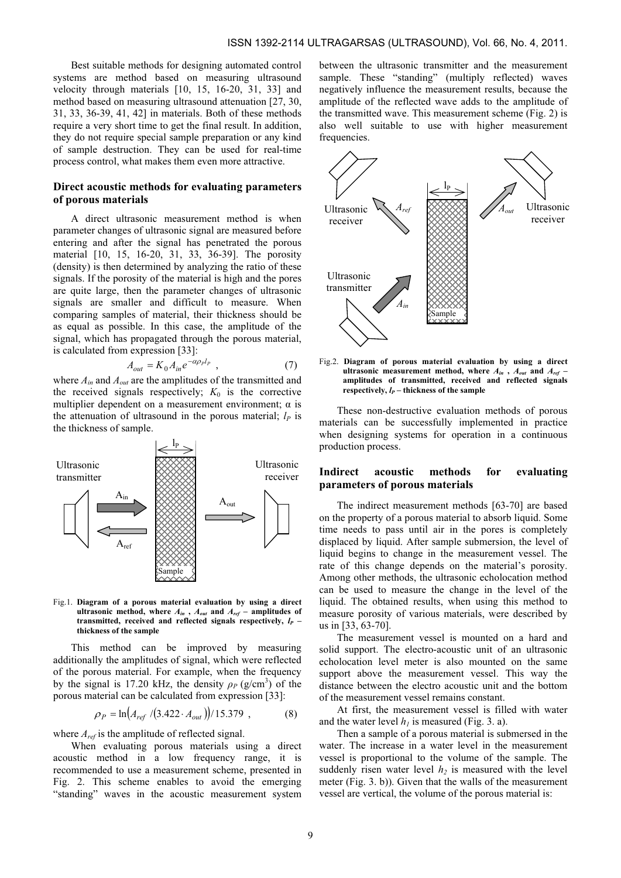Best suitable methods for designing automated control systems are method based on measuring ultrasound velocity through materials [10, 15, 16-20, 31, 33] and method based on measuring ultrasound attenuation [27, 30, 31, 33, 36-39, 41, 42] in materials. Both of these methods require a very short time to get the final result. In addition, they do not require special sample preparation or any kind of sample destruction. They can be used for real-time process control, what makes them even more attractive.

## Direct acoustic methods for evaluating parameters of porous materials

A direct ultrasonic measurement method is when parameter changes of ultrasonic signal are measured before entering and after the signal has penetrated the porous material [10, 15, 16-20, 31, 33, 36-39]. The porosity (density) is then determined by analyzing the ratio of these signals. If the porosity of the material is high and the pores are quite large, then the parameter changes of ultrasonic signals are smaller and difficult to measure. When comparing samples of material, their thickness should be as equal as possible. In this case, the amplitude of the signal, which has propagated through the porous material, is calculated from expression [33]:

$$A_{out} = K_0 A_{in} e^{-\alpha \rho_P l_P} \ , \quad (7)$$

where $A_{in}$ and $A_{out}$ are the amplitudes of the transmitted and the received signals respectively; $K_0$ is the corrective multiplier dependent on a measurement environment; α is the attenuation of ultrasound in the porous material; $l_P$ is the thickness of sample.

$l_P$

Ultrasonic transmitter

Ultrasonic receiver

$A_{in}$

$A_{out}$

$A_{ref}$

Sample

**Fig.1. Diagram of a porous material evaluation by using a direct ultrasonic method, where $A_{in}$ , $A_{out}$ and $A_{ref}$ – amplitudes of transmitted, received and reflected signals respectively, $l_P$ – thickness of the sample**

This method can be improved by measuring additionally the amplitudes of signal, which were reflected of the porous material. For example, when the frequency by the signal is 17.20 kHz, the density $\rho_P$ (g/cm$^3$) of the porous material can be calculated from expression [33]:

$$\rho_P = \ln\left(A_{ref} \,/\left(3.422 \cdot A_{out}\right)\right) / \,15.379 \ , \quad (8)$$

where $A_{ref}$ is the amplitude of reflected signal.

When evaluating porous materials using a direct acoustic method in a low frequency range, it is recommended to use a measurement scheme, presented in Fig. 2. This scheme enables to avoid the emerging "standing" waves in the acoustic measurement system between the ultrasonic transmitter and the measurement sample. These "standing" (multiply reflected) waves negatively influence the measurement results, because the amplitude of the reflected wave adds to the amplitude of the transmitted wave. This measurement scheme (Fig. 2) is also well suitable to use with higher measurement frequencies.

$l_P$

Ultrasonic receiver

$A_{ref}$

$A_{out}$

Ultrasonic receiver

Ultrasonic transmitter

$A_{in}$

Sample

**Fig.2. Diagram of porous material evaluation by using a direct ultrasonic measurement method, where $A_{in}$ , $A_{out}$ and $A_{ref}$ – amplitudes of transmitted, received and reflected signals respectively, $l_P$ – thickness of the sample**

These non-destructive evaluation methods of porous materials can be successfully implemented in practice when designing systems for operation in a continuous production process.

## Indirect acoustic methods for evaluating parameters of porous materials

The indirect measurement methods [63-70] are based on the property of a porous material to absorb liquid. Some time needs to pass until air in the pores is completely displaced by liquid. After sample submersion, the level of liquid begins to change in the measurement vessel. The rate of this change depends on the material's porosity. Among other methods, the ultrasonic echolocation method can be used to measure the change in the level of the liquid. The obtained results, when using this method to measure porosity of various materials, were described by us in [33, 63-70].

The measurement vessel is mounted on a hard and solid support. The electro-acoustic unit of an ultrasonic echolocation level meter is also mounted on the same support above the measurement vessel. This way the distance between the electro acoustic unit and the bottom of the measurement vessel remains constant.

At first, the measurement vessel is filled with water and the water level $h_1$ is measured (Fig. 3. a).

Then a sample of a porous material is submersed in the water. The increase in a water level in the measurement vessel is proportional to the volume of the sample. The suddenly risen water level $h_2$ is measured with the level meter (Fig. 3. b)). Given that the walls of the measurement vessel are vertical, the volume of the porous material is: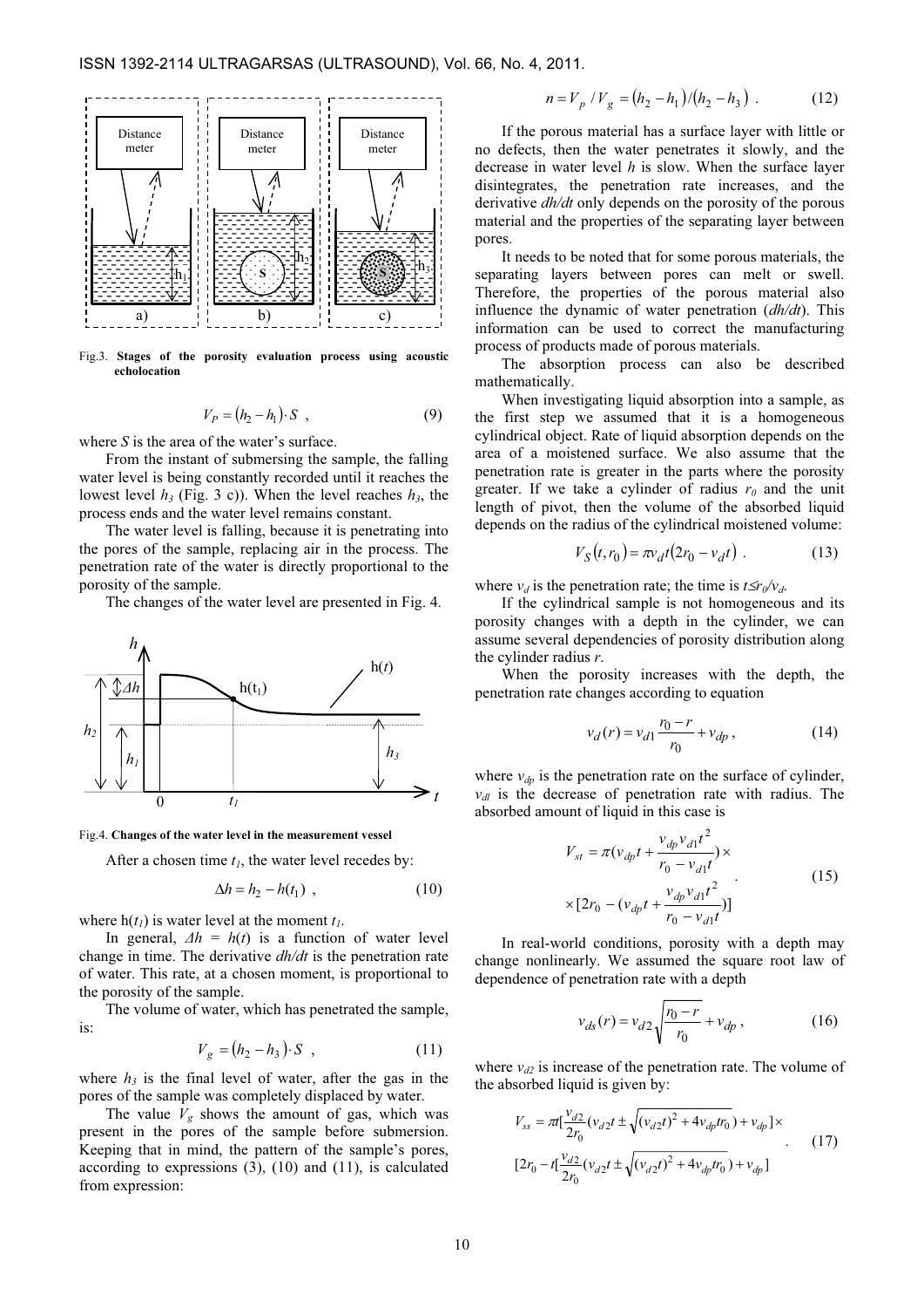Distance meter

Distance meter

Distance meter

$h_1$

S

$h_2$

S

$h_3$

a)

b)

c)

Fig.3. **Stages of the porosity evaluation process using acoustic echolocation**

$$V_P = (h_2 - h_1) \cdot S \ , \quad (9)$$

where $S$ is the area of the water's surface.

From the instant of submersing the sample, the falling water level is being constantly recorded until it reaches the lowest level $h_3$ (Fig. 3 c)). When the level reaches $h_3$, the process ends and the water level remains constant.

The water level is falling, because it is penetrating into the pores of the sample, replacing air in the process. The penetration rate of the water is directly proportional to the porosity of the sample.

The changes of the water level are presented in Fig. 4.

$h$

$\Delta h$

$h(t)$

$h(t_1)$

$h_2$

$h_1$

$h_3$

0

$t_1$

$t$

Fig.4. **Changes of the water level in the measurement vessel**

After a chosen time $t_1$, the water level recedes by:

$$\Delta h = h_2 - h(t_1) \ , \quad (10)$$

where $h(t_1)$ is water level at the moment $t_1$.

In general, $\Delta h = h(t)$ is a function of water level change in time. The derivative $dh/dt$ is the penetration rate of water. This rate, at a chosen moment, is proportional to the porosity of the sample.

The volume of water, which has penetrated the sample, is:

$$V_g = (h_2 - h_3) \cdot S \ , \quad (11)$$

where $h_3$ is the final level of water, after the gas in the pores of the sample was completely displaced by water.

The value $V_g$ shows the amount of gas, which was present in the pores of the sample before submersion. Keeping that in mind, the pattern of the sample's pores, according to expressions (3), (10) and (11), is calculated from expression:

$$n = V_p / V_g = (h_2 - h_1)/(h_2 - h_3) \ . \quad (12)$$

If the porous material has a surface layer with little or no defects, then the water penetrates it slowly, and the decrease in water level $h$ is slow. When the surface layer disintegrates, the penetration rate increases, and the derivative $dh/dt$ only depends on the porosity of the porous material and the properties of the separating layer between pores.

It needs to be noted that for some porous materials, the separating layers between pores can melt or swell. Therefore, the properties of the porous material also influence the dynamic of water penetration ($dh/dt$). This information can be used to correct the manufacturing process of products made of porous materials.

The absorption process can also be described mathematically.

When investigating liquid absorption into a sample, as the first step we assumed that it is a homogeneous cylindrical object. Rate of liquid absorption depends on the area of a moistened surface. We also assume that the penetration rate is greater in the parts where the porosity greater. If we take a cylinder of radius $r_0$ and the unit length of pivot, then the volume of the absorbed liquid depends on the radius of the cylindrical moistened volume:

$$V_S(t, r_0) = \pi v_d t (2r_0 - v_d t) \ . \quad (13)$$

where $v_d$ is the penetration rate; the time is $t \leq r_0/v_d$.

If the cylindrical sample is not homogeneous and its porosity changes with a depth in the cylinder, we can assume several dependencies of porosity distribution along the cylinder radius $r$.

When the porosity increases with the depth, the penetration rate changes according to equation

$$v_d(r) = v_{d1} \frac{r_0 - r}{r_0} + v_{dp} \ , \quad (14)$$

where $v_{dp}$ is the penetration rate on the surface of cylinder, $v_{dl}$ is the decrease of penetration rate with radius. The absorbed amount of liquid in this case is

$$V_{st} = \pi (v_{dp} t + \frac{v_{dp} v_{d1} t^2}{r_0 - v_{d1} t}) \times \times [2r_0 - (v_{dp} t + \frac{v_{dp} v_{d1} t^2}{r_0 - v_{d1} t})] \ . \quad (15)$$

In real-world conditions, porosity with a depth may change nonlinearly. We assumed the square root law of dependence of penetration rate with a depth

$$v_{ds}(r) = v_{d2} \sqrt{\frac{r_0 - r}{r_0}} + v_{dp} \ , \quad (16)$$

where $v_{d2}$ is increase of the penetration rate. The volume of the absorbed liquid is given by:

$$V_{ss} = \pi t [\frac{v_{d2}}{2r_0} (v_{d2} t \pm \sqrt{(v_{d2} t)^2 + 4 v_{dp} t r_0}) + v_{dp}] \times [2r_0 - t[\frac{v_{d2}}{2r_0} (v_{d2} t \pm \sqrt{(v_{d2} t)^2 + 4 v_{dp} t r_0}) + v_{dp}] \ . \quad (17)$$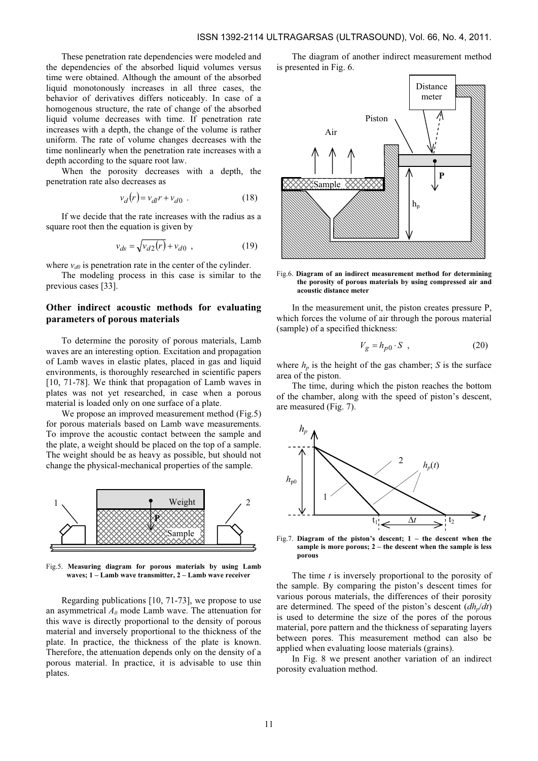These penetration rate dependencies were modeled and the dependencies of the absorbed liquid volumes versus time were obtained. Although the amount of the absorbed liquid monotonously increases in all three cases, the behavior of derivatives differs noticeably. In case of a homogenous structure, the rate of change of the absorbed liquid volume decreases with time. If penetration rate increases with a depth, the change of the volume is rather uniform. The rate of volume changes decreases with the time nonlinearly when the penetration rate increases with a depth according to the square root law.

When the porosity decreases with a depth, the penetration rate also decreases as

$$v_d(r) = v_{dl}r + v_{d0} \ . \qquad (18)$$

If we decide that the rate increases with the radius as a square root then the equation is given by

$$v_{ds} = \sqrt{v_{d2}(r)} + v_{d0} \ , \qquad (19)$$

where $v_{d0}$ is penetration rate in the center of the cylinder.

The modeling process in this case is similar to the previous cases [33].

## Other indirect acoustic methods for evaluating parameters of porous materials

To determine the porosity of porous materials, Lamb waves are an interesting option. Excitation and propagation of Lamb waves in elastic plates, placed in gas and liquid environments, is thoroughly researched in scientific papers [10, 71-78]. We think that propagation of Lamb waves in plates was not yet researched, in case when a porous material is loaded only on one surface of a plate.

We propose an improved measurement method (Fig.5) for porous materials based on Lamb wave measurements. To improve the acoustic contact between the sample and the plate, a weight should be placed on the top of a sample. The weight should be as heavy as possible, but should not change the physical-mechanical properties of the sample.

1
Weight
2
P
Sample

Fig.5. **Measuring diagram for porous materials by using Lamb waves; 1 – Lamb wave transmitter, 2 – Lamb wave receiver**

Regarding publications [10, 71-73], we propose to use an asymmetrical $A_0$ mode Lamb wave. The attenuation for this wave is directly proportional to the density of porous material and inversely proportional to the thickness of the plate. In practice, the thickness of the plate is known. Therefore, the attenuation depends only on the density of a porous material. In practice, it is advisable to use thin plates.

The diagram of another indirect measurement method is presented in Fig. 6.

Distance meter
Piston
Air
Sample
P
$h_p$

Fig.6. **Diagram of an indirect measurement method for determining the porosity of porous materials by using compressed air and acoustic distance meter**

In the measurement unit, the piston creates pressure P, which forces the volume of air through the porous material (sample) of a specified thickness:

$$V_g = h_{p0} \cdot S \ , \qquad (20)$$

where $h_p$ is the height of the gas chamber; $S$ is the surface area of the piston.

The time, during which the piston reaches the bottom of the chamber, along with the speed of piston's descent, are measured (Fig. 7).

$h_p$
$h_{p0}$
1
2
$h_p(t)$
$t_1$
$\Delta t$
$t_2$
$t$

Fig.7. **Diagram of the piston's descent; 1 – the descent when the sample is more porous; 2 – the descent when the sample is less porous**

The time $t$ is inversely proportional to the porosity of the sample. By comparing the piston's descent times for various porous materials, the differences of their porosity are determined. The speed of the piston's descent ($dh_p/dt$) is used to determine the size of the pores of the porous material, pore pattern and the thickness of separating layers between pores. This measurement method can also be applied when evaluating loose materials (grains).

In Fig. 8 we present another variation of an indirect porosity evaluation method.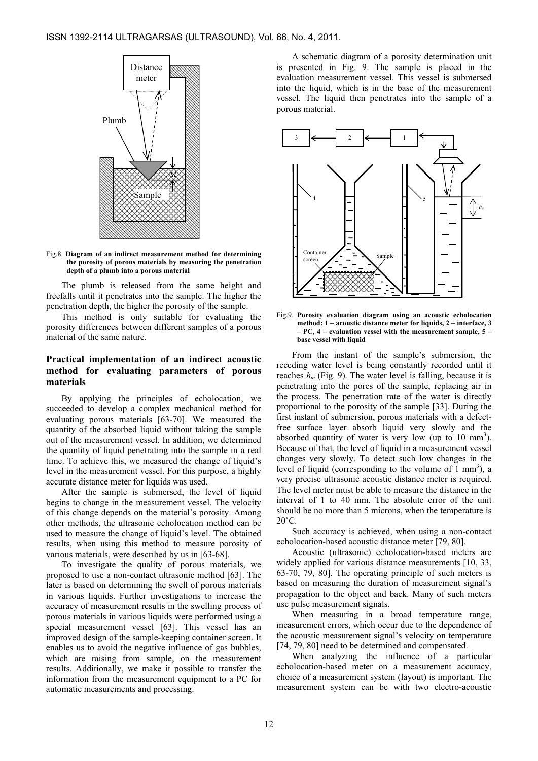Distance meter

Plumb

$\Delta l$

Sample

Fig.8. **Diagram of an indirect measurement method for determining the porosity of porous materials by measuring the penetration depth of a plumb into a porous material**

The plumb is released from the same height and freefalls until it penetrates into the sample. The higher the penetration depth, the higher the porosity of the sample.

This method is only suitable for evaluating the porosity differences between different samples of a porous material of the same nature.

## Practical implementation of an indirect acoustic method for evaluating parameters of porous materials

By applying the principles of echolocation, we succeeded to develop a complex mechanical method for evaluating porous materials [63-70]. We measured the quantity of the absorbed liquid without taking the sample out of the measurement vessel. In addition, we determined the quantity of liquid penetrating into the sample in a real time. To achieve this, we measured the change of liquid's level in the measurement vessel. For this purpose, a highly accurate distance meter for liquids was used.

After the sample is submersed, the level of liquid begins to change in the measurement vessel. The velocity of this change depends on the material's porosity. Among other methods, the ultrasonic echolocation method can be used to measure the change of liquid's level. The obtained results, when using this method to measure porosity of various materials, were described by us in [63-68].

To investigate the quality of porous materials, we proposed to use a non-contact ultrasonic method [63]. The later is based on determining the swell of porous materials in various liquids. Further investigations to increase the accuracy of measurement results in the swelling process of porous materials in various liquids were performed using a special measurement vessel [63]. This vessel has an improved design of the sample-keeping container screen. It enables us to avoid the negative influence of gas bubbles, which are raising from sample, on the measurement results. Additionally, we make it possible to transfer the information from the measurement equipment to a PC for automatic measurements and processing.

A schematic diagram of a porosity determination unit is presented in Fig. 9. The sample is placed in the evaluation measurement vessel. This vessel is submersed into the liquid, which is in the base of the measurement vessel. The liquid then penetrates into the sample of a porous material.

3 2 1

4 5

$h_m$

Container screen

Sample

Fig.9. **Porosity evaluation diagram using an acoustic echolocation method: 1 – acoustic distance meter for liquids, 2 – interface, 3 – PC, 4 – evaluation vessel with the measurement sample, 5 – base vessel with liquid**

From the instant of the sample's submersion, the receding water level is being constantly recorded until it reaches $h_m$ (Fig. 9). The water level is falling, because it is penetrating into the pores of the sample, replacing air in the process. The penetration rate of the water is directly proportional to the porosity of the sample [33]. During the first instant of submersion, porous materials with a defect-free surface layer absorb liquid very slowly and the absorbed quantity of water is very low (up to 10 $mm^3$). Because of that, the level of liquid in a measurement vessel changes very slowly. To detect such low changes in the level of liquid (corresponding to the volume of 1 $mm^3$), a very precise ultrasonic acoustic distance meter is required. The level meter must be able to measure the distance in the interval of 1 to 40 mm. The absolute error of the unit should be no more than 5 microns, when the temperature is 20˚C.

Such accuracy is achieved, when using a non-contact echolocation-based acoustic distance meter [79, 80].

Acoustic (ultrasonic) echolocation-based meters are widely applied for various distance measurements [10, 33, 63-70, 79, 80]. The operating principle of such meters is based on measuring the duration of measurement signal's propagation to the object and back. Many of such meters use pulse measurement signals.

When measuring in a broad temperature range, measurement errors, which occur due to the dependence of the acoustic measurement signal's velocity on temperature [74, 79, 80] need to be determined and compensated.

When analyzing the influence of a particular echolocation-based meter on a measurement accuracy, choice of a measurement system (layout) is important. The measurement system can be with two electro-acoustic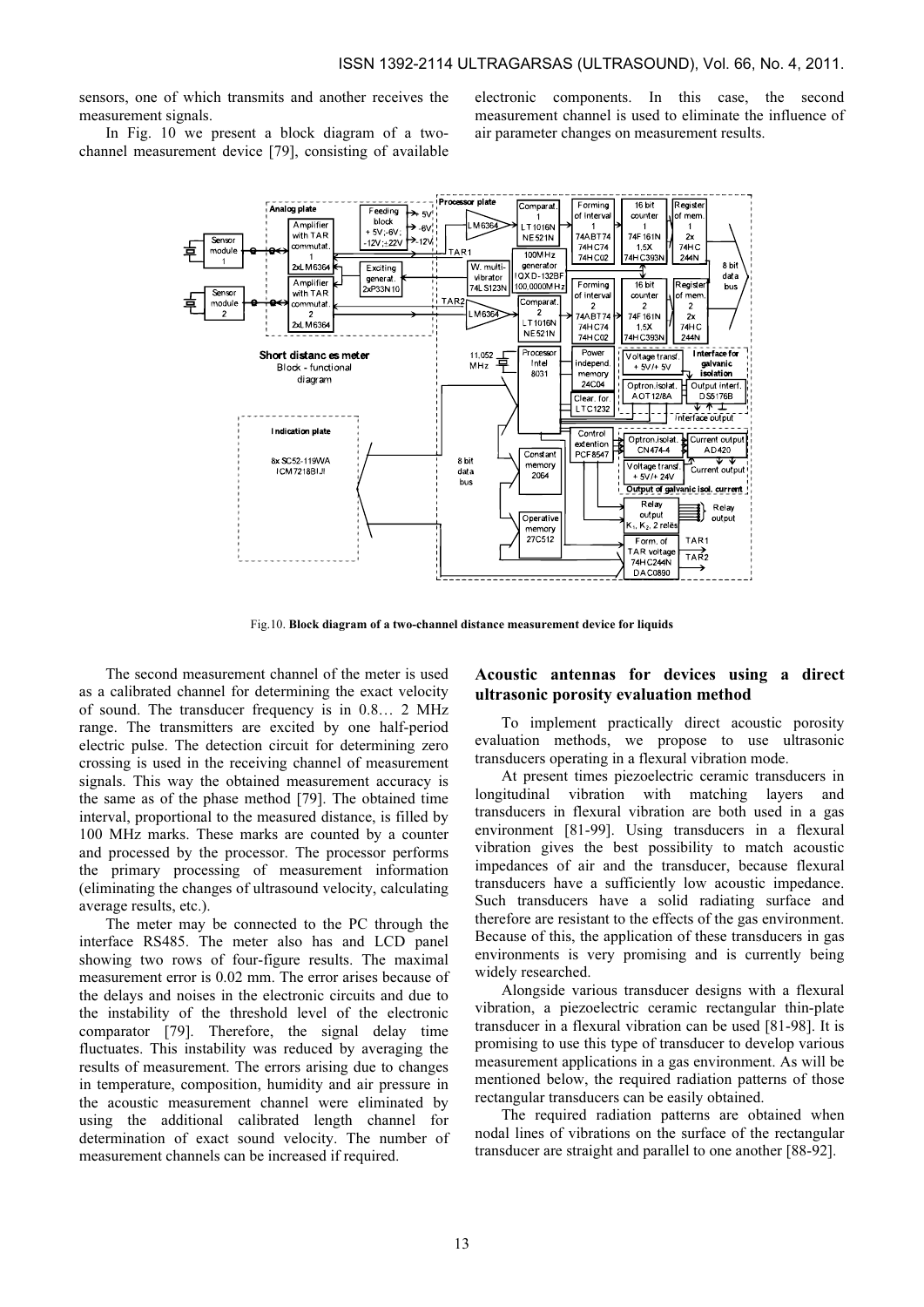sensors, one of which transmits and another receives the measurement signals.

In Fig. 10 we present a block diagram of a two-channel measurement device [79], consisting of available electronic components. In this case, the second measurement channel is used to eliminate the influence of air parameter changes on measurement results.

Analog plate
Sensor module 1
Sensor module 2
Amplifier with TAR commutat. 1 2xLM6364
Amplifier with TAR commutat. 2 2xLM6364
Feeding block +5V;-6V; -12V;+22V
5V
-6V
-12V
Exciting generat. 2xP33N10
Processor plate
LM6364
LM6364
TAR1
TAR2
W. multi-vibrator 74LS123N
Comparat. 1 LT1016N NE521N
Comparat. 2 LT1016N NE521N
100MHz generator IQXD-132BF 100,0000MHz
Forming of interval 1 74ABT74 74HC74 74HC02
Forming of interval 2 74ABT74 74HC74 74HC02
16 bit counter 1 74F161N 1,5X 74HC393N
16 bit counter 2 74F161N 1,5X 74HC393N
Register of mem. 1 2x 74HC 244N
Register of mem. 2 2x 74HC 244N
8 bit data bus
Short distances meter
Block - functional diagram
11.052 MHz
Processor Intel 8031
Power independ. memory 24C04
Clear. for LTC1232
Voltage transf. + 5V/+ 5V
Optron.isolat. AOT12/8A
Output interf. DS5176B
Interface for galvanic isolation
Interface output
Indication plate
8x SC52-119WA ICM7218BIJI
8 bit data bus
Control extention PCF8547
Constant memory 2064
Operative memory 27C512
Optron.isolat. CN474-4
Current output AD420
Voltage transf. + 5V/+ 24V
Current output
Output of galvanic isol. current
Relay output K1, K2, 2 relės
Relay output
Form. of TAR voltage 74HC244N DAC0890
TAR1
TAR2

Fig.10. **Block diagram of a two-channel distance measurement device for liquids**

The second measurement channel of the meter is used as a calibrated channel for determining the exact velocity of sound. The transducer frequency is in 0.8… 2 MHz range. The transmitters are excited by one half-period electric pulse. The detection circuit for determining zero crossing is used in the receiving channel of measurement signals. This way the obtained measurement accuracy is the same as of the phase method [79]. The obtained time interval, proportional to the measured distance, is filled by 100 MHz marks. These marks are counted by a counter and processed by the processor. The processor performs the primary processing of measurement information (eliminating the changes of ultrasound velocity, calculating average results, etc.).

The meter may be connected to the PC through the interface RS485. The meter also has and LCD panel showing two rows of four-figure results. The maximal measurement error is 0.02 mm. The error arises because of the delays and noises in the electronic circuits and due to the instability of the threshold level of the electronic comparator [79]. Therefore, the signal delay time fluctuates. This instability was reduced by averaging the results of measurement. The errors arising due to changes in temperature, composition, humidity and air pressure in the acoustic measurement channel were eliminated by using the additional calibrated length channel for determination of exact sound velocity. The number of measurement channels can be increased if required.

## Acoustic antennas for devices using a direct ultrasonic porosity evaluation method

To implement practically direct acoustic porosity evaluation methods, we propose to use ultrasonic transducers operating in a flexural vibration mode.

At present times piezoelectric ceramic transducers in longitudinal vibration with matching layers and transducers in flexural vibration are both used in a gas environment [81-99]. Using transducers in a flexural vibration gives the best possibility to match acoustic impedances of air and the transducer, because flexural transducers have a sufficiently low acoustic impedance. Such transducers have a solid radiating surface and therefore are resistant to the effects of the gas environment. Because of this, the application of these transducers in gas environments is very promising and is currently being widely researched.

Alongside various transducer designs with a flexural vibration, a piezoelectric ceramic rectangular thin-plate transducer in a flexural vibration can be used [81-98]. It is promising to use this type of transducer to develop various measurement applications in a gas environment. As will be mentioned below, the required radiation patterns of those rectangular transducers can be easily obtained.

The required radiation patterns are obtained when nodal lines of vibrations on the surface of the rectangular transducer are straight and parallel to one another [88-92].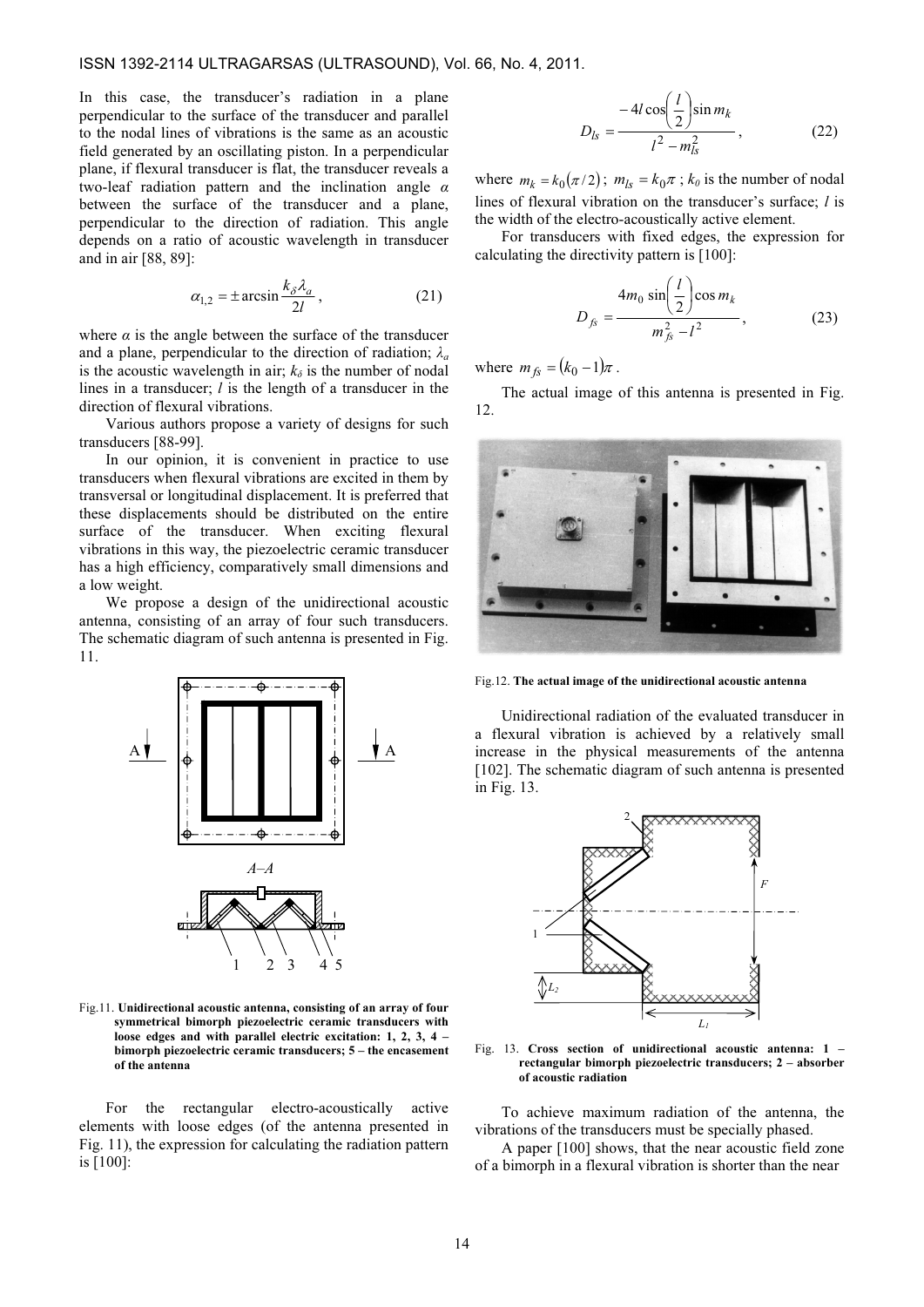In this case, the transducer's radiation in a plane perpendicular to the surface of the transducer and parallel to the nodal lines of vibrations is the same as an acoustic field generated by an oscillating piston. In a perpendicular plane, if flexural transducer is flat, the transducer reveals a two-leaf radiation pattern and the inclination angle $\alpha$ between the surface of the transducer and a plane, perpendicular to the direction of radiation. This angle depends on a ratio of acoustic wavelength in transducer and in air [88, 89]:

$$\alpha_{1,2} = \pm \arcsin \frac{k_\delta \lambda_a}{2l}, \qquad (21)$$

where $\alpha$ is the angle between the surface of the transducer and a plane, perpendicular to the direction of radiation; $\lambda_a$ is the acoustic wavelength in air; $k_\delta$ is the number of nodal lines in a transducer; $l$ is the length of a transducer in the direction of flexural vibrations.

Various authors propose a variety of designs for such transducers [88-99].

In our opinion, it is convenient in practice to use transducers when flexural vibrations are excited in them by transversal or longitudinal displacement. It is preferred that these displacements should be distributed on the entire surface of the transducer. When exciting flexural vibrations in this way, the piezoelectric ceramic transducer has a high efficiency, comparatively small dimensions and a low weight.

We propose a design of the unidirectional acoustic antenna, consisting of an array of four such transducers. The schematic diagram of such antenna is presented in Fig. 11.

A A

A–A

1 2 3 4 5

Fig.11. **Unidirectional acoustic antenna, consisting of an array of four symmetrical bimorph piezoelectric ceramic transducers with loose edges and with parallel electric excitation: 1, 2, 3, 4 – bimorph piezoelectric ceramic transducers; 5 – the encasement of the antenna**

For the rectangular electro-acoustically active elements with loose edges (of the antenna presented in Fig. 11), the expression for calculating the radiation pattern is [100]:

$$D_{ls} = \frac{-4l \cos\left(\frac{l}{2}\right) \sin m_k}{l^2 - m_{ls}^2}, \qquad (22)$$

where $m_k = k_0(\pi/2)$; $m_{ls} = k_0\pi$; $k_0$ is the number of nodal lines of flexural vibration on the transducer's surface; $l$ is the width of the electro-acoustically active element.

For transducers with fixed edges, the expression for calculating the directivity pattern is [100]:

$$D_{fs} = \frac{4m_0 \sin\left(\frac{l}{2}\right) \cos m_k}{m_{fs}^2 - l^2}, \qquad (23)$$

where $m_{fs} = (k_0 - 1)\pi$.

The actual image of this antenna is presented in Fig. 12.

Fig.12. **The actual image of the unidirectional acoustic antenna**

Unidirectional radiation of the evaluated transducer in a flexural vibration is achieved by a relatively small increase in the physical measurements of the antenna [102]. The schematic diagram of such antenna is presented in Fig. 13.

2

F

1

$L_2$

$L_1$

Fig. 13. **Cross section of unidirectional acoustic antenna: 1 – rectangular bimorph piezoelectric transducers; 2 – absorber of acoustic radiation**

To achieve maximum radiation of the antenna, the vibrations of the transducers must be specially phased.

A paper [100] shows, that the near acoustic field zone of a bimorph in a flexural vibration is shorter than the near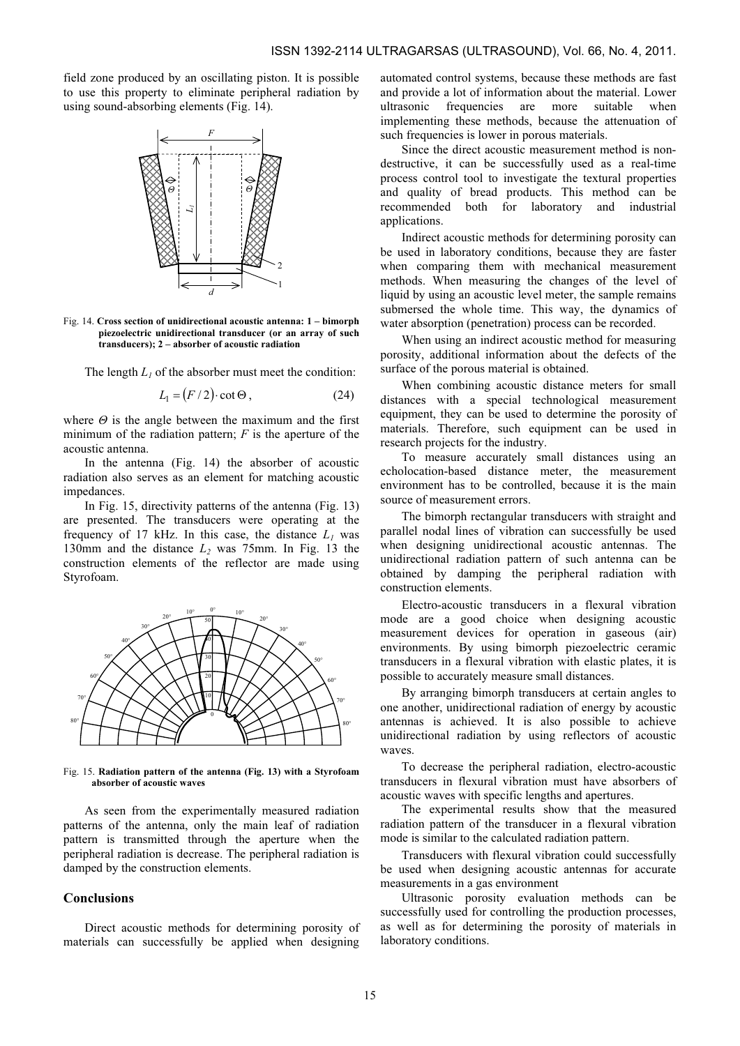field zone produced by an oscillating piston. It is possible to use this property to eliminate peripheral radiation by using sound-absorbing elements (Fig. 14).

F

Θ

Θ

$L_1$

2

1

d

Fig. 14. **Cross section of unidirectional acoustic antenna: 1 – bimorph piezoelectric unidirectional transducer (or an array of such transducers); 2 – absorber of acoustic radiation**

The length $L_1$ of the absorber must meet the condition:

$$L_1 = (F/2)\cdot \cot\Theta\,, \tag{24}$$

where $\Theta$ is the angle between the maximum and the first minimum of the radiation pattern; $F$ is the aperture of the acoustic antenna.

In the antenna (Fig. 14) the absorber of acoustic radiation also serves as an element for matching acoustic impedances.

In Fig. 15, directivity patterns of the antenna (Fig. 13) are presented. The transducers were operating at the frequency of 17 kHz. In this case, the distance $L_1$ was 130mm and the distance $L_2$ was 75mm. In Fig. 13 the construction elements of the reflector are made using Styrofoam.

0° 10° 10° 20° 20° 30° 30° 40° 40° 50° 50° 60° 60° 70° 70° 80° 80°

50 40 30 20 10 0

Fig. 15. **Radiation pattern of the antenna (Fig. 13) with a Styrofoam absorber of acoustic waves**

As seen from the experimentally measured radiation patterns of the antenna, only the main leaf of radiation pattern is transmitted through the aperture when the peripheral radiation is decrease. The peripheral radiation is damped by the construction elements.

## Conclusions

Direct acoustic methods for determining porosity of materials can successfully be applied when designing automated control systems, because these methods are fast and provide a lot of information about the material. Lower ultrasonic frequencies are more suitable when implementing these methods, because the attenuation of such frequencies is lower in porous materials.

Since the direct acoustic measurement method is non-destructive, it can be successfully used as a real-time process control tool to investigate the textural properties and quality of bread products. This method can be recommended both for laboratory and industrial applications.

Indirect acoustic methods for determining porosity can be used in laboratory conditions, because they are faster when comparing them with mechanical measurement methods. When measuring the changes of the level of liquid by using an acoustic level meter, the sample remains submersed the whole time. This way, the dynamics of water absorption (penetration) process can be recorded.

When using an indirect acoustic method for measuring porosity, additional information about the defects of the surface of the porous material is obtained.

When combining acoustic distance meters for small distances with a special technological measurement equipment, they can be used to determine the porosity of materials. Therefore, such equipment can be used in research projects for the industry.

To measure accurately small distances using an echolocation-based distance meter, the measurement environment has to be controlled, because it is the main source of measurement errors.

The bimorph rectangular transducers with straight and parallel nodal lines of vibration can successfully be used when designing unidirectional acoustic antennas. The unidirectional radiation pattern of such antenna can be obtained by damping the peripheral radiation with construction elements.

Electro-acoustic transducers in a flexural vibration mode are a good choice when designing acoustic measurement devices for operation in gaseous (air) environments. By using bimorph piezoelectric ceramic transducers in a flexural vibration with elastic plates, it is possible to accurately measure small distances.

By arranging bimorph transducers at certain angles to one another, unidirectional radiation of energy by acoustic antennas is achieved. It is also possible to achieve unidirectional radiation by using reflectors of acoustic waves.

To decrease the peripheral radiation, electro-acoustic transducers in flexural vibration must have absorbers of acoustic waves with specific lengths and apertures.

The experimental results show that the measured radiation pattern of the transducer in a flexural vibration mode is similar to the calculated radiation pattern.

Transducers with flexural vibration could successfully be used when designing acoustic antennas for accurate measurements in a gas environment

Ultrasonic porosity evaluation methods can be successfully used for controlling the production processes, as well as for determining the porosity of materials in laboratory conditions.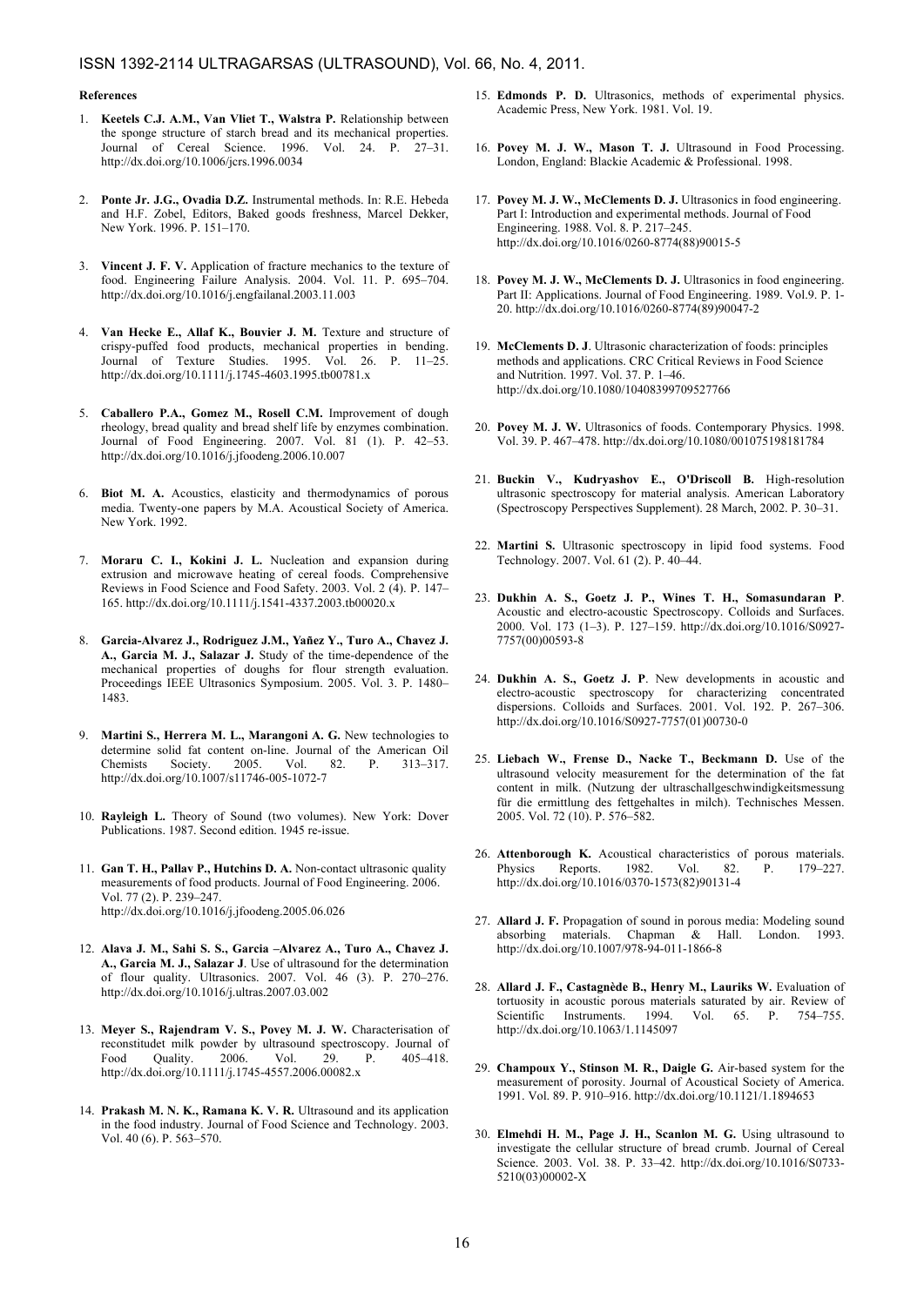**References**

1. **Keetels C.J. A.M., Van Vliet T., Walstra P.** Relationship between the sponge structure of starch bread and its mechanical properties. Journal of Cereal Science. 1996. Vol. 24. P. 27–31. http://dx.doi.org/10.1006/jcrs.1996.0034

2. **Ponte Jr. J.G., Ovadia D.Z.** Instrumental methods. In: R.E. Hebeda and H.F. Zobel, Editors, Baked goods freshness, Marcel Dekker, New York. 1996. P. 151–170.

3. **Vincent J. F. V.** Application of fracture mechanics to the texture of food. Engineering Failure Analysis. 2004. Vol. 11. P. 695–704. http://dx.doi.org/10.1016/j.engfailanal.2003.11.003

4. **Van Hecke E., Allaf K., Bouvier J. M.** Texture and structure of crispy-puffed food products, mechanical properties in bending. Journal of Texture Studies. 1995. Vol. 26. P. 11–25. http://dx.doi.org/10.1111/j.1745-4603.1995.tb00781.x

5. **Caballero P.A., Gomez M., Rosell C.M.** Improvement of dough rheology, bread quality and bread shelf life by enzymes combination. Journal of Food Engineering. 2007. Vol. 81 (1). P. 42–53. http://dx.doi.org/10.1016/j.jfoodeng.2006.10.007

6. **Biot M. A.** Acoustics, elasticity and thermodynamics of porous media. Twenty-one papers by M.A. Acoustical Society of America. New York. 1992.

7. **Moraru C. I., Kokini J. L.** Nucleation and expansion during extrusion and microwave heating of cereal foods. Comprehensive Reviews in Food Science and Food Safety. 2003. Vol. 2 (4). P. 147–165. http://dx.doi.org/10.1111/j.1541-4337.2003.tb00020.x

8. **Garcia-Alvarez J., Rodriguez J.M., Yañez Y., Turo A., Chavez J. A., Garcia M. J., Salazar J.** Study of the time-dependence of the mechanical properties of doughs for flour strength evaluation. Proceedings IEEE Ultrasonics Symposium. 2005. Vol. 3. P. 1480–1483.

9. **Martini S., Herrera M. L., Marangoni A. G.** New technologies to determine solid fat content on-line. Journal of the American Oil Chemists Society. 2005. Vol. 82. P. 313–317. http://dx.doi.org/10.1007/s11746-005-1072-7

10. **Rayleigh L.** Theory of Sound (two volumes). New York: Dover Publications. 1987. Second edition. 1945 re-issue.

11. **Gan T. H., Pallav P., Hutchins D. A.** Non-contact ultrasonic quality measurements of food products. Journal of Food Engineering. 2006. Vol. 77 (2). P. 239–247. http://dx.doi.org/10.1016/j.jfoodeng.2005.06.026

12. **Alava J. M., Sahi S. S., Garcia –Alvarez A., Turo A., Chavez J. A., Garcia M. J., Salazar J**. Use of ultrasound for the determination of flour quality. Ultrasonics. 2007. Vol. 46 (3). P. 270–276. http://dx.doi.org/10.1016/j.ultras.2007.03.002

13. **Meyer S., Rajendram V. S., Povey M. J. W.** Characterisation of reconstitudet milk powder by ultrasound spectroscopy. Journal of Food Quality. 2006. Vol. 29. P. 405–418. http://dx.doi.org/10.1111/j.1745-4557.2006.00082.x

14. **Prakash M. N. K., Ramana K. V. R.** Ultrasound and its application in the food industry. Journal of Food Science and Technology. 2003. Vol. 40 (6). P. 563–570.

15. **Edmonds P. D.** Ultrasonics, methods of experimental physics. Academic Press, New York. 1981. Vol. 19.

16. **Povey M. J. W., Mason T. J.** Ultrasound in Food Processing. London, England: Blackie Academic & Professional. 1998.

17. **Povey M. J. W., McClements D. J.** Ultrasonics in food engineering. Part I: Introduction and experimental methods. Journal of Food Engineering. 1988. Vol. 8. P. 217–245. http://dx.doi.org/10.1016/0260-8774(88)90015-5

18. **Povey M. J. W., McClements D. J.** Ultrasonics in food engineering. Part II: Applications. Journal of Food Engineering. 1989. Vol.9. P. 1-20. http://dx.doi.org/10.1016/0260-8774(89)90047-2

19. **McClements D. J**. Ultrasonic characterization of foods: principles methods and applications. CRC Critical Reviews in Food Science and Nutrition. 1997. Vol. 37. P. 1–46. http://dx.doi.org/10.1080/10408399709527766

20. **Povey M. J. W.** Ultrasonics of foods. Contemporary Physics. 1998. Vol. 39. P. 467–478. http://dx.doi.org/10.1080/001075198181784

21. **Buckin V., Kudryashov E., O'Driscoll B.** High-resolution ultrasonic spectroscopy for material analysis. American Laboratory (Spectroscopy Perspectives Supplement). 28 March, 2002. P. 30–31.

22. **Martini S.** Ultrasonic spectroscopy in lipid food systems. Food Technology. 2007. Vol. 61 (2). P. 40–44.

23. **Dukhin A. S., Goetz J. P., Wines T. H., Somasundaran P**. Acoustic and electro-acoustic Spectroscopy. Colloids and Surfaces. 2000. Vol. 173 (1–3). P. 127–159. http://dx.doi.org/10.1016/S0927-7757(00)00593-8

24. **Dukhin A. S., Goetz J. P**. New developments in acoustic and electro-acoustic spectroscopy for characterizing concentrated dispersions. Colloids and Surfaces. 2001. Vol. 192. P. 267–306. http://dx.doi.org/10.1016/S0927-7757(01)00730-0

25. **Liebach W., Frense D., Nacke T., Beckmann D.** Use of the ultrasound velocity measurement for the determination of the fat content in milk. (Nutzung der ultraschallgeschwindigkeitsmessung für die ermittlung des fettgehaltes in milch). Technisches Messen. 2005. Vol. 72 (10). P. 576–582.

26. **Attenborough K.** Acoustical characteristics of porous materials. Physics Reports. 1982. Vol. 82. P. 179–227. http://dx.doi.org/10.1016/0370-1573(82)90131-4

27. **Allard J. F.** Propagation of sound in porous media: Modeling sound absorbing materials. Chapman & Hall. London. 1993. http://dx.doi.org/10.1007/978-94-011-1866-8

28. **Allard J. F., Castagnède B., Henry M., Lauriks W.** Evaluation of tortuosity in acoustic porous materials saturated by air. Review of Scientific Instruments. 1994. Vol. 65. P. 754–755. http://dx.doi.org/10.1063/1.1145097

29. **Champoux Y., Stinson M. R., Daigle G.** Air-based system for the measurement of porosity. Journal of Acoustical Society of America. 1991. Vol. 89. P. 910–916. http://dx.doi.org/10.1121/1.1894653

30. **Elmehdi H. M., Page J. H., Scanlon M. G.** Using ultrasound to investigate the cellular structure of bread crumb. Journal of Cereal Science. 2003. Vol. 38. P. 33–42. http://dx.doi.org/10.1016/S0733-5210(03)00002-X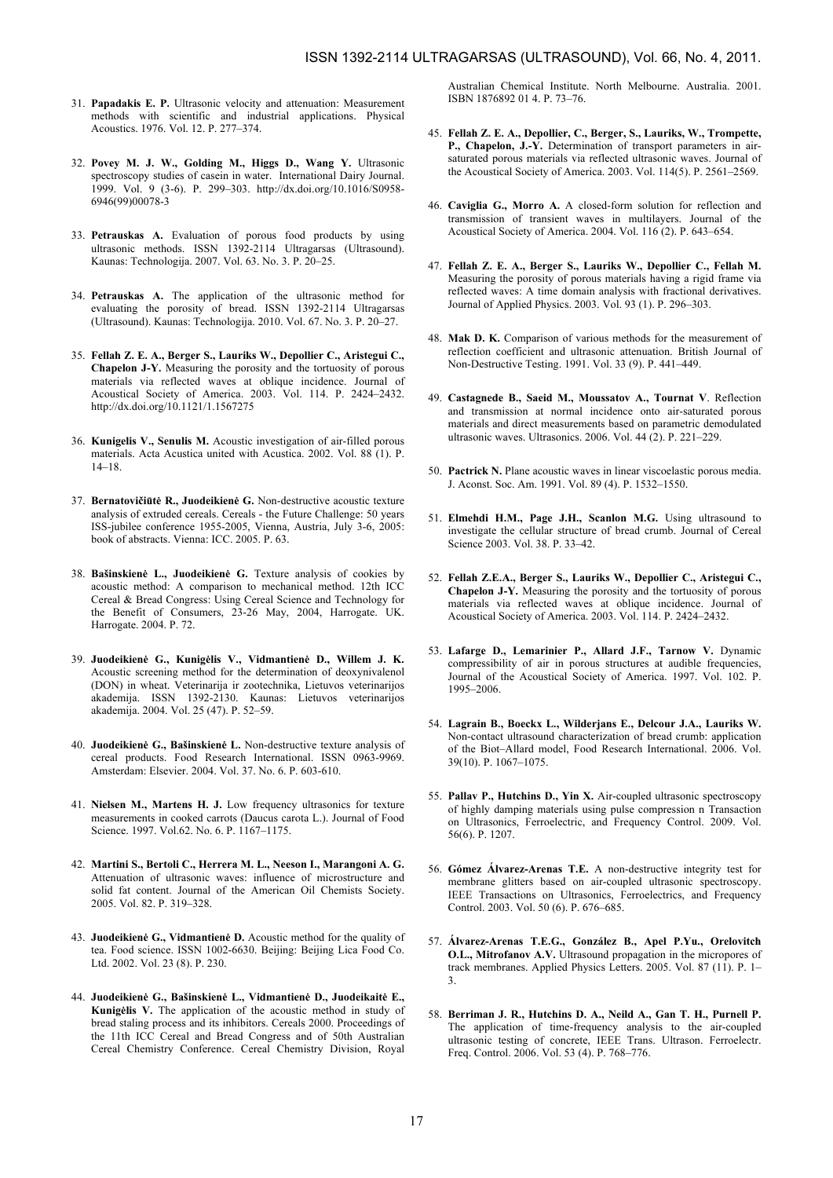31. **Papadakis E. P.** Ultrasonic velocity and attenuation: Measurement methods with scientific and industrial applications. Physical Acoustics. 1976. Vol. 12. P. 277–374.

32. **Povey M. J. W., Golding M., Higgs D., Wang Y.** Ultrasonic spectroscopy studies of casein in water. International Dairy Journal. 1999. Vol. 9 (3-6). P. 299–303. http://dx.doi.org/10.1016/S0958-6946(99)00078-3

33. **Petrauskas A.** Evaluation of porous food products by using ultrasonic methods. ISSN 1392-2114 Ultragarsas (Ultrasound). Kaunas: Technologija. 2007. Vol. 63. No. 3. P. 20–25.

34. **Petrauskas A.** The application of the ultrasonic method for evaluating the porosity of bread. ISSN 1392-2114 Ultragarsas (Ultrasound). Kaunas: Technologija. 2010. Vol. 67. No. 3. P. 20–27.

35. **Fellah Z. E. A., Berger S., Lauriks W., Depollier C., Aristegui C., Chapelon J-Y.** Measuring the porosity and the tortuosity of porous materials via reflected waves at oblique incidence. Journal of Acoustical Society of America. 2003. Vol. 114. P. 2424–2432. http://dx.doi.org/10.1121/1.1567275

36. **Kunigelis V., Senulis M.** Acoustic investigation of air-filled porous materials. Acta Acustica united with Acustica. 2002. Vol. 88 (1). P. 14–18.

37. **Bernatovičiūtė R., Juodeikienė G.** Non-destructive acoustic texture analysis of extruded cereals. Cereals - the Future Challenge: 50 years ISS-jubilee conference 1955-2005, Vienna, Austria, July 3-6, 2005: book of abstracts. Vienna: ICC. 2005. P. 63.

38. **Bašinskienė L., Juodeikienė G.** Texture analysis of cookies by acoustic method: A comparison to mechanical method. 12th ICC Cereal & Bread Congress: Using Cereal Science and Technology for the Benefit of Consumers, 23-26 May, 2004, Harrogate. UK. Harrogate. 2004. P. 72.

39. **Juodeikienė G., Kunigėlis V., Vidmantienė D., Willem J. K.** Acoustic screening method for the determination of deoxynivalenol (DON) in wheat. Veterinarija ir zootechnika, Lietuvos veterinarijos akademija. ISSN 1392-2130. Kaunas: Lietuvos veterinarijos akademija. 2004. Vol. 25 (47). P. 52–59.

40. **Juodeikienė G., Bašinskienė L.** Non-destructive texture analysis of cereal products. Food Research International. ISSN 0963-9969. Amsterdam: Elsevier. 2004. Vol. 37. No. 6. P. 603-610.

41. **Nielsen M., Martens H. J.** Low frequency ultrasonics for texture measurements in cooked carrots (Daucus carota L.). Journal of Food Science. 1997. Vol.62. No. 6. P. 1167–1175.

42. **Martini S., Bertoli C., Herrera M. L., Neeson I., Marangoni A. G.** Attenuation of ultrasonic waves: influence of microstructure and solid fat content. Journal of the American Oil Chemists Society. 2005. Vol. 82. P. 319–328.

43. **Juodeikienė G., Vidmantienė D.** Acoustic method for the quality of tea. Food science. ISSN 1002-6630. Beijing: Beijing Lica Food Co. Ltd. 2002. Vol. 23 (8). P. 230.

44. **Juodeikienė G., Bašinskienė L., Vidmantienė D., Juodeikaitė E., Kunigėlis V.** The application of the acoustic method in study of bread staling process and its inhibitors. Cereals 2000. Proceedings of the 11th ICC Cereal and Bread Congress and of 50th Australian Cereal Chemistry Conference. Cereal Chemistry Division, Royal Australian Chemical Institute. North Melbourne. Australia. 2001. ISBN 1876892 01 4. P. 73–76.

45. **Fellah Z. E. A., Depollier, C., Berger, S., Lauriks, W., Trompette, P., Chapelon, J.-Y.** Determination of transport parameters in air-saturated porous materials via reflected ultrasonic waves. Journal of the Acoustical Society of America. 2003. Vol. 114(5). P. 2561–2569.

46. **Caviglia G., Morro A.** A closed-form solution for reflection and transmission of transient waves in multilayers. Journal of the Acoustical Society of America. 2004. Vol. 116 (2). P. 643–654.

47. **Fellah Z. E. A., Berger S., Lauriks W., Depollier C., Fellah M.** Measuring the porosity of porous materials having a rigid frame via reflected waves: A time domain analysis with fractional derivatives. Journal of Applied Physics. 2003. Vol. 93 (1). P. 296–303.

48. **Mak D. K.** Comparison of various methods for the measurement of reflection coefficient and ultrasonic attenuation. British Journal of Non-Destructive Testing. 1991. Vol. 33 (9). P. 441–449.

49. **Castagnede B., Saeid M., Moussatov A., Tournat V.** Reflection and transmission at normal incidence onto air-saturated porous materials and direct measurements based on parametric demodulated ultrasonic waves. Ultrasonics. 2006. Vol. 44 (2). P. 221–229.

50. **Pactrick N.** Plane acoustic waves in linear viscoelastic porous media. J. Aconst. Soc. Am. 1991. Vol. 89 (4). P. 1532–1550.

51. **Elmehdi H.M., Page J.H., Scanlon M.G.** Using ultrasound to investigate the cellular structure of bread crumb. Journal of Cereal Science 2003. Vol. 38. P. 33–42.

52. **Fellah Z.E.A., Berger S., Lauriks W., Depollier C., Aristegui C., Chapelon J-Y.** Measuring the porosity and the tortuosity of porous materials via reflected waves at oblique incidence. Journal of Acoustical Society of America. 2003. Vol. 114. P. 2424–2432.

53. **Lafarge D., Lemarinier P., Allard J.F., Tarnow V.** Dynamic compressibility of air in porous structures at audible frequencies, Journal of the Acoustical Society of America. 1997. Vol. 102. P. 1995–2006.

54. **Lagrain B., Boeckx L., Wilderjans E., Delcour J.A., Lauriks W.** Non-contact ultrasound characterization of bread crumb: application of the Biot–Allard model, Food Research International. 2006. Vol. 39(10). P. 1067–1075.

55. **Pallav P., Hutchins D., Yin X.** Air-coupled ultrasonic spectroscopy of highly damping materials using pulse compression n Transaction on Ultrasonics, Ferroelectric, and Frequency Control. 2009. Vol. 56(6). P. 1207.

56. **Gómez Álvarez-Arenas T.E.** A non-destructive integrity test for membrane glitters based on air-coupled ultrasonic spectroscopy. IEEE Transactions on Ultrasonics, Ferroelectrics, and Frequency Control. 2003. Vol. 50 (6). P. 676–685.

57. **Álvarez-Arenas T.E.G., González B., Apel P.Yu., Orelovitch O.L., Mitrofanov A.V.** Ultrasound propagation in the micropores of track membranes. Applied Physics Letters. 2005. Vol. 87 (11). P. 1–3.

58. **Berriman J. R., Hutchins D. A., Neild A., Gan T. H., Purnell P.** The application of time-frequency analysis to the air-coupled ultrasonic testing of concrete, IEEE Trans. Ultrason. Ferroelectr. Freq. Control. 2006. Vol. 53 (4). P. 768–776.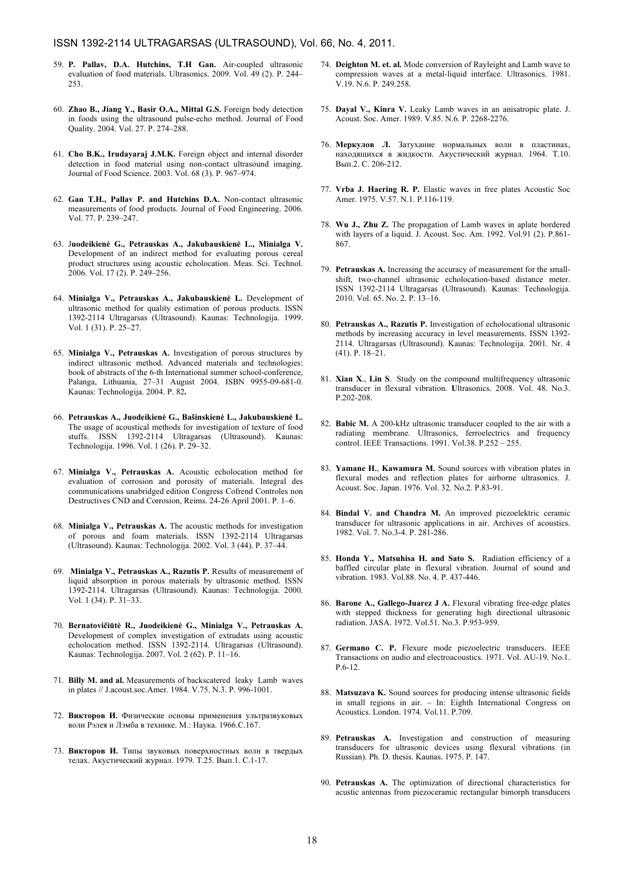59. **P. Pallav, D.A. Hutchins, T.H Gan.** Air-coupled ultrasonic evaluation of food materials. Ultrasonics. 2009. Vol. 49 (2). P. 244–253.

60. **Zhao B., Jiang Y., Basir O.A., Mittal G.S.** Foreign body detection in foods using the ultrasound pulse-echo method. Journal of Food Quality. 2004. Vol. 27. P. 274–288.

61. **Cho B.K., Irudayaraj J.M.K.** Foreign object and internal disorder detection in food material using non-contact ultrasound imaging. Journal of Food Science. 2003. Vol. 68 (3). P. 967–974.

62. **Gan T.H., Pallav P. and Hutchins D.A.** Non-contact ultrasonic measurements of food products. Journal of Food Engineering. 2006. Vol. 77. P. 239–247.

63. **Juodeikienė G., Petrauskas A., Jakubauskienė L., Minialga V.** Development of an indirect method for evaluating porous cereal product structures using acoustic echolocation. Meas. Sci. Technol. 2006. Vol. 17 (2). P. 249–256.

64. **Minialga V., Petrauskas A., Jakubauskienė L.** Development of ultrasonic method for quality estimation of porous products. ISSN 1392-2114 Ultragarsas (Ultrasound). Kaunas: Technologija. 1999. Vol. 1 (31). P. 25–27.

65. **Minialga V., Petrauskas A.** Investigation of porous structures by indirect ultrasonic method. Advanced materials and technologies: book of abstracts of the 6-th International summer school-conference, Palanga, Lithuania, 27–31 August 2004. ISBN 9955-09-681-0. Kaunas: Technologija. 2004. P. 82**.**

66. **Petrauskas A., Juodeikienė G., Bašinskienė L., Jakubauskienė L.** The usage of acoustical methods for investigation of texture of food stuffs. ISSN 1392-2114 Ultragarsas (Ultrasound). Kaunas: Technologija. 1996. Vol. 1 (26). P. 29–32.

67. **Minialga V., Petrauskas A.** Acoustic echolocation method for evaluation of corrosion and porosity of materials. Integral des communications unabridged edition Congress Cofrend Controles non Destructives CND and Corrosion, Reims. 24-26 April 2001. P. 1–6.

68. **Minialga V., Petrauskas A.** The acoustic methods for investigation of porous and foam materials. ISSN 1392-2114 Ultragarsas (Ultrasound). Kaunas: Technologija. 2002. Vol. 3 (44). P. 37–44.

69. **Minialga V., Petrauskas A., Razutis P.** Results of measurement of liquid absorption in porous materials by ultrasonic method. ISSN 1392-2114. Ultragarsas (Ultrasound). Kaunas: Technologija. 2000. Vol. 1 (34). P. 31–33.

70. **Bernatovičiūtė R., Juodeikienė G., Minialga V., Petrauskas A.** Development of complex investigation of extrudats using acoustic echolocation method. ISSN 1392-2114. Ultragarsas (Ultrasound). Kaunas: Technologija. 2007. Vol. 2 (62). P. 11–16.

71. **Billy M. and al.** Measurements of backscatered leaky Lamb waves in plates // J.acoust.soc.Amer. 1984. V.75. N.3. P. 996-1001.

72. **Викторов И.** Физические основы применения ультразвуковых волн Рэлея и Лэмба в технике. М.: Наука. 1966.С.167.

73. **Викторов И.** Типы звуковых поверхностных волн в твердых телах. Акустический журнал. 1979. Т.25. Вып.1. С.1-17.

74. **Deighton M. et. al.** Mode conversion of Rayleight and Lamb wave to compression waves at a metal-liquid interface. Ultrasonics. 1981. V.19. N.6. P. 249.258.

75. **Dayal V., Kinra V.** Leaky Lamb waves in an anisatropic plate. J. Acoust. Soc. Amer. 1989. V.85. N.6. P. 2268-2276.

76. **Меркулов Л.** Затухание нормальных волн в пластинах, находящихся в жидкости. Акустический журнал. 1964. Т.10. Вып.2. С. 206-212.

77. **Vrba J. Haering R. P.** Elastic waves in free plates Acoustic Soc Amer. 1975. V.57. N.1. P.116-119.

78. **Wu J., Zhu Z.** The propagation of Lamb waves in aplate bordered with layers of a liquid. J. Acoust. Soc. Am. 1992. Vol.91 (2). P.861-867.

79. **Petrauskas A.** Increasing the accuracy of measurement for the small-shift, two-channel ultrasonic echolocation-based distance meter. ISSN 1392-2114 Ultragarsas (Ultrasound). Kaunas: Technologija. 2010. Vol. 65. No. 2. P. 13–16.

80. **Petrauskas A., Razutis P.** Investigation of echolocational ultrasonic methods by increasing accuracy in level measurements. ISSN 1392-2114. Ultragarsas (Ultrasound). Kaunas: Technologija. 2001. Nr. 4 (41). P. 18–21.

81. **Xian X**., **Lin S**. Study on the compound multifrequency ultrasonic transducer in flexural vibration. **U**ltrasonics. 2008. Vol. 48. No.3. P.202-208.

82. **Babic M.** A 200-kHz ultrasonic transducer coupled to the air with a radiating membrane. Ultrasonics, ferroelectrics and frequency control. IEEE Transactions. 1991. Vol.38. P.252 – 255.

83. **Yamane H.**, **Kawamura M.** Sound sources with vibration plates in flexural modes and reflection plates for airborne ultrasonics. J. Acoust. Soc. Japan. 1976. Vol. 32. No.2. P.83-91.

84. **Bindal V. and Chandra M.** An improved piezoelektric ceramic transducer for ultrasonic applications in air. Archives of acoustics. 1982. Vol. 7. No.3-4. P. 281-286.

85. **Honda Y., Matsuhisa H. and Sato S.** Radiation efficiency of a baffled circular plate in flexural vibration. Journal of sound and vibration. 1983. Vol.88. No. 4. P. 437-446.

86. **Barone A., Gallego-Juarez J A.** Flexural vibrating free-edge plates with stepped thickness for generating high directional ultrasonic radiation. JASA. 1972. Vol.51. No.3. P.953-959.

87. **Germano C. P.** Flexure mode piezoelectric transducers. IEEE Transactions on audio and electroacoustics. 1971. Vol. AU-19. No.1. P.6-12.

88. **Matsuzava K.** Sound sources for producing intense ultrasonic fields in small regions in air. – In: Eighth International Congress on Acoustics. London. 1974. Vol.11. P.709.

89. **Petrauskas A.** Investigation and construction of measuring transducers for ultrasonic devices using flexural vibrations (in Russian). Ph. D. thesis. Kaunas. 1975. P. 147.

90. **Petrauskas A.** The optimization of directional characteristics for acustic antennas from piezoceramic rectangular bimorph transducers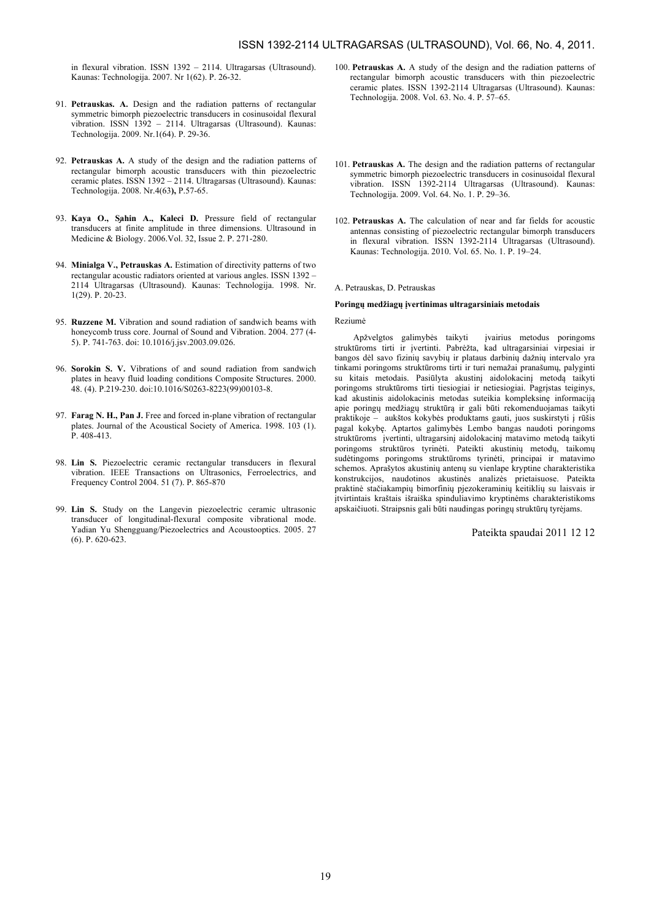in flexural vibration. ISSN 1392 – 2114. Ultragarsas (Ultrasound). Kaunas: Technologija. 2007. Nr 1(62). P. 26-32.

91. **Petrauskas. A.** Design and the radiation patterns of rectangular symmetric bimorph piezoelectric transducers in cosinusoidal flexural vibration. ISSN 1392 – 2114. Ultragarsas (Ultrasound). Kaunas: Technologija. 2009. Nr.1(64). P. 29-36.
92. **Petrauskas A.** A study of the design and the radiation patterns of rectangular bimorph acoustic transducers with thin piezoelectric ceramic plates. ISSN 1392 – 2114. Ultragarsas (Ultrasound). Kaunas: Technologija. 2008. Nr.4(63**),** P.57-65.
93. **Kaya O., Şahin A., Kaleci D.** Pressure field of rectangular transducers at finite amplitude in three dimensions. Ultrasound in Medicine & Biology. 2006.Vol. 32, Issue 2. P. 271-280.
94. **Minialga V., Petrauskas A.** Estimation of directivity patterns of two rectangular acoustic radiators oriented at various angles. ISSN 1392 – 2114 Ultragarsas (Ultrasound). Kaunas: Technologija. 1998. Nr. 1(29). P. 20-23.
95. **Ruzzene M.** Vibration and sound radiation of sandwich beams with honeycomb truss core. Journal of Sound and Vibration. 2004. 277 (4-5). P. 741-763. doi: 10.1016/j.jsv.2003.09.026.
96. **Sorokin S. V.** Vibrations of and sound radiation from sandwich plates in heavy fluid loading conditions Composite Structures. 2000. 48. (4). P.219-230. doi:10.1016/S0263-8223(99)00103-8.
97. **Farag N. H., Pan J.** Free and forced in-plane vibration of rectangular plates. Journal of the Acoustical Society of America. 1998. 103 (1). P. 408-413.
98. **Lin S.** Piezoelectric ceramic rectangular transducers in flexural vibration. IEEE Transactions on Ultrasonics, Ferroelectrics, and Frequency Control 2004. 51 (7). P. 865-870
99. **Lin S.** Study on the Langevin piezoelectric ceramic ultrasonic transducer of longitudinal-flexural composite vibrational mode. Yadian Yu Shengguang/Piezoelectrics and Acoustooptics. 2005. 27 (6). P. 620-623.
100. **Petrauskas A.** A study of the design and the radiation patterns of rectangular bimorph acoustic transducers with thin piezoelectric ceramic plates. ISSN 1392-2114 Ultragarsas (Ultrasound). Kaunas: Technologija. 2008. Vol. 63. No. 4. P. 57–65.
101. **Petrauskas A.** The design and the radiation patterns of rectangular symmetric bimorph piezoelectric transducers in cosinusoidal flexural vibration. ISSN 1392-2114 Ultragarsas (Ultrasound). Kaunas: Technologija. 2009. Vol. 64. No. 1. P. 29–36.
102. **Petrauskas A.** The calculation of near and far fields for acoustic antennas consisting of piezoelectric rectangular bimorph transducers in flexural vibration. ISSN 1392-2114 Ultragarsas (Ultrasound). Kaunas: Technologija. 2010. Vol. 65. No. 1. P. 19–24.

A. Petrauskas, D. Petrauskas

**Poringų medžiagų įvertinimas ultragarsiniais metodais**

Reziumė

Apžvelgtos galimybės taikyti įvairius metodus poringoms struktūroms tirti ir įvertinti. Pabrėžta, kad ultragarsiniai virpesiai ir bangos dėl savo fizinių savybių ir plataus darbinių dažnių intervalo yra tinkami poringoms struktūroms tirti ir turi nemažai pranašumų, palyginti su kitais metodais. Pasiūlyta akustinį aidolokacinį metodą taikyti poringoms struktūroms tirti tiesiogiai ir netiesiogiai. Pagrįstas teiginys, kad akustinis aidolokacinis metodas suteikia kompleksinę informaciją apie poringų medžiagų struktūrą ir gali būti rekomenduojamas taikyti praktikoje – aukštos kokybės produktams gauti, juos suskirstyti į rūšis pagal kokybę. Aptartos galimybės Lembo bangas naudoti poringoms struktūroms įvertinti, ultragarsinį aidolokacinį matavimo metodą taikyti poringoms struktūros tyrinėti. Pateikti akustinių metodų, taikomų sudėtingoms poringoms struktūroms tyrinėti, principai ir matavimo schemos. Aprašytos akustinių antenų su vienlape kryptine charakteristika konstrukcijos, naudotinos akustinės analizės prietaisuose. Pateikta praktinė stačiakampių bimorfinių pjezokeraminių keitiklių su laisvais ir įtvirtintais kraštais išraiška spinduliavimo kryptinėms charakteristikoms apskaičiuoti. Straipsnis gali būti naudingas poringų struktūrų tyrėjams.

Pateikta spaudai 2011 12 12